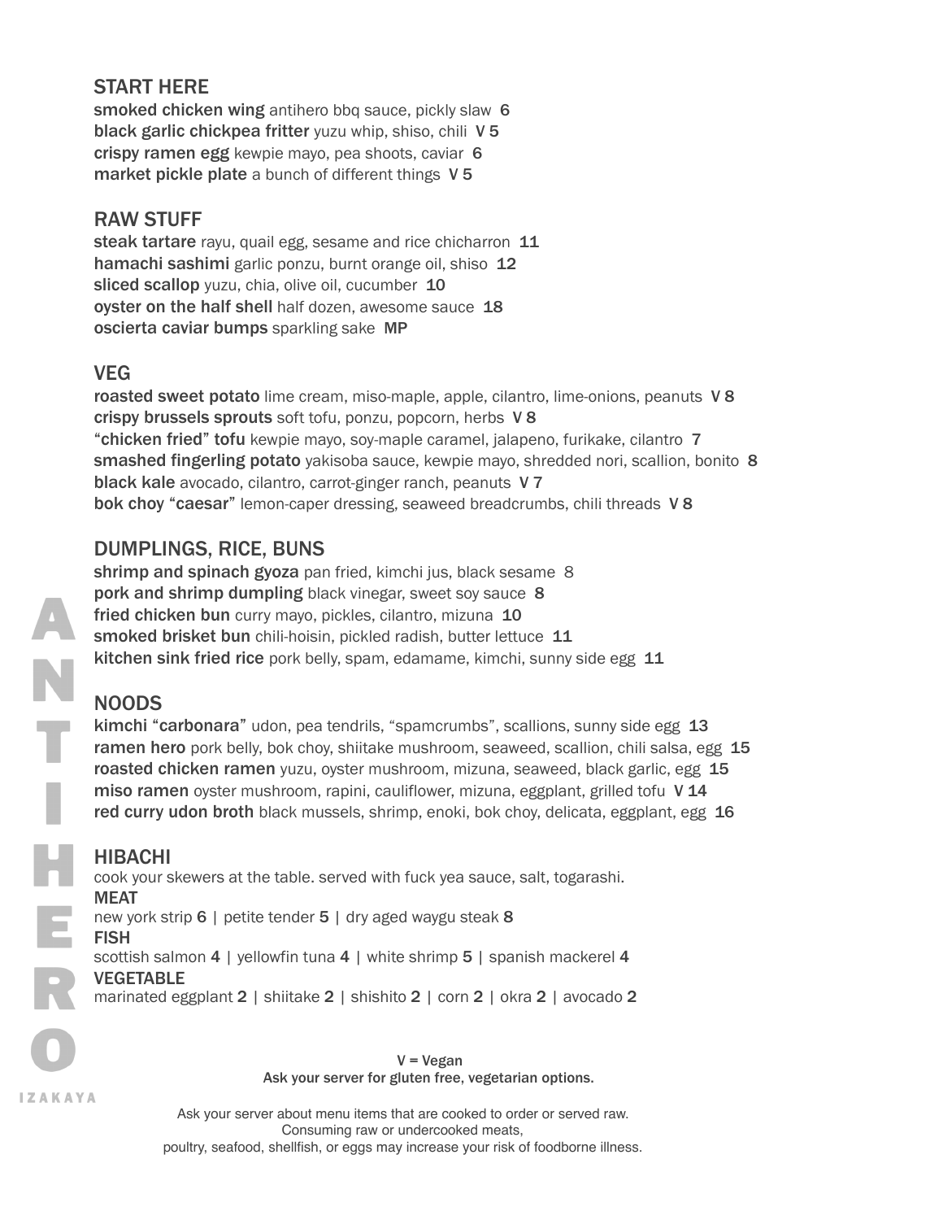## START HERE

**smoked chicken wing** antihero bbq sauce, pickly slaw **6**
**black garlic chickpea fritter** yuzu whip, shiso, chili **V 5**
**crispy ramen egg** kewpie mayo, pea shoots, caviar **6**
**market pickle plate** a bunch of different things **V 5**

## RAW STUFF

**steak tartare** rayu, quail egg, sesame and rice chicharron **11**
**hamachi sashimi** garlic ponzu, burnt orange oil, shiso **12**
**sliced scallop** yuzu, chia, olive oil, cucumber **10**
**oyster on the half shell** half dozen, awesome sauce **18**
**oscierta caviar bumps** sparkling sake **MP**

## VEG

**roasted sweet potato** lime cream, miso-maple, apple, cilantro, lime-onions, peanuts **V 8**
**crispy brussels sprouts** soft tofu, ponzu, popcorn, herbs **V 8**
**"chicken fried" tofu** kewpie mayo, soy-maple caramel, jalapeno, furikake, cilantro **7**
**smashed fingerling potato** yakisoba sauce, kewpie mayo, shredded nori, scallion, bonito **8**
**black kale** avocado, cilantro, carrot-ginger ranch, peanuts **V 7**
**bok choy "caesar"** lemon-caper dressing, seaweed breadcrumbs, chili threads **V 8**

## DUMPLINGS, RICE, BUNS

**shrimp and spinach gyoza** pan fried, kimchi jus, black sesame **8**
**pork and shrimp dumpling** black vinegar, sweet soy sauce **8**
**fried chicken bun** curry mayo, pickles, cilantro, mizuna **10**
**smoked brisket bun** chili-hoisin, pickled radish, butter lettuce **11**
**kitchen sink fried rice** pork belly, spam, edamame, kimchi, sunny side egg **11**

## NOODS

**kimchi "carbonara"** udon, pea tendrils, "spamcrumbs", scallions, sunny side egg **13**
**ramen hero** pork belly, bok choy, shiitake mushroom, seaweed, scallion, chili salsa, egg **15**
**roasted chicken ramen** yuzu, oyster mushroom, mizuna, seaweed, black garlic, egg **15**
**miso ramen** oyster mushroom, rapini, cauliflower, mizuna, eggplant, grilled tofu **V 14**
**red curry udon broth** black mussels, shrimp, enoki, bok choy, delicata, eggplant, egg **16**

## HIBACHI

cook your skewers at the table. served with fuck yea sauce, salt, togarashi.

**MEAT**
new york strip **6** | petite tender **5** | dry aged waygu steak **8**

**FISH**
scottish salmon **4** | yellowfin tuna **4** | white shrimp **5** | spanish mackerel **4**

**VEGETABLE**
marinated eggplant **2** | shiitake **2** | shishito **2** | corn **2** | okra **2** | avocado **2**

ANTIHERO IZAKAYA

**V = Vegan**
**Ask your server for gluten free, vegetarian options.**

Ask your server about menu items that are cooked to order or served raw.
Consuming raw or undercooked meats,
poultry, seafood, shellfish, or eggs may increase your risk of foodborne illness.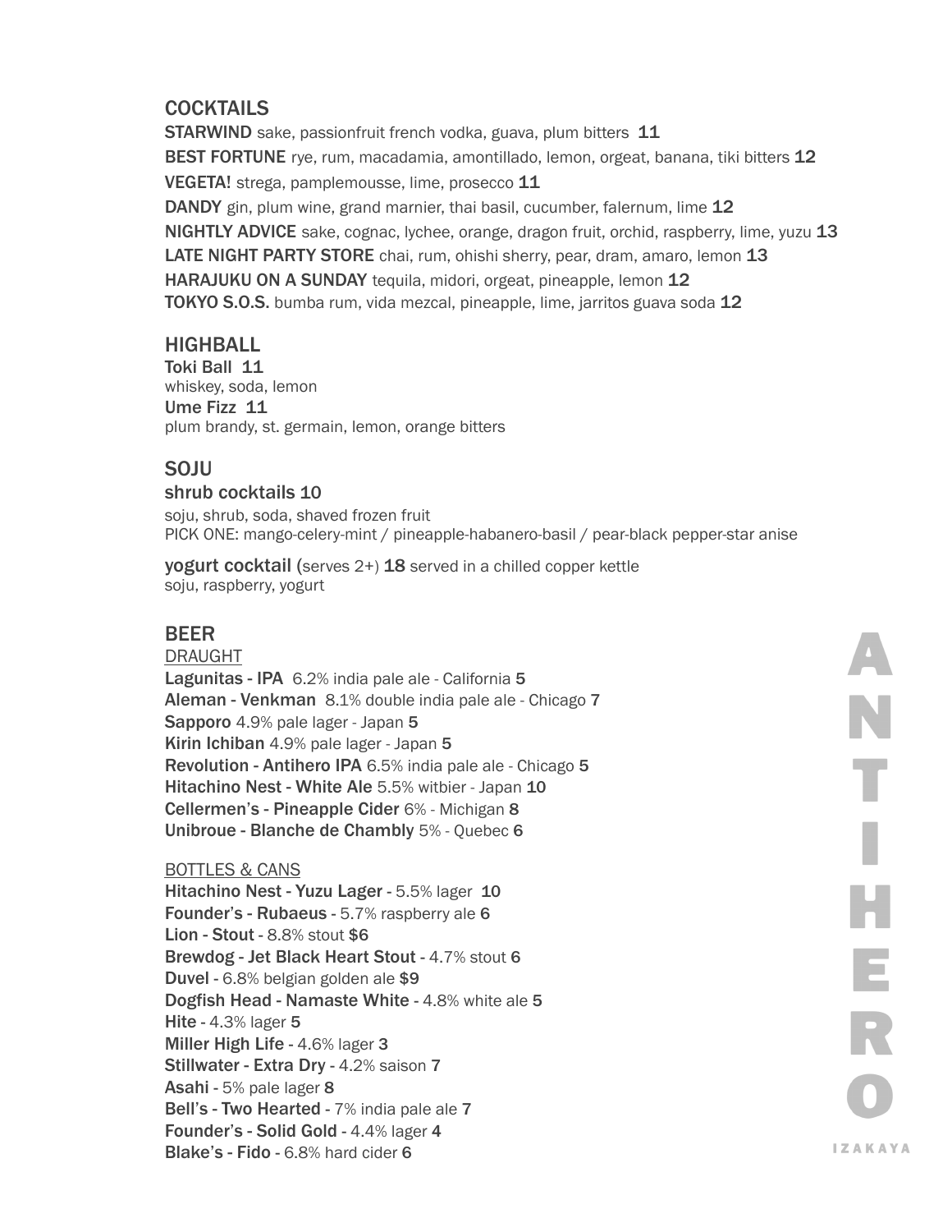## COCKTAILS

**STARWIND** sake, passionfruit french vodka, guava, plum bitters **11**

**BEST FORTUNE** rye, rum, macadamia, amontillado, lemon, orgeat, banana, tiki bitters **12**

**VEGETA!** strega, pamplemousse, lime, prosecco **11**

**DANDY** gin, plum wine, grand marnier, thai basil, cucumber, falernum, lime **12**

**NIGHTLY ADVICE** sake, cognac, lychee, orange, dragon fruit, orchid, raspberry, lime, yuzu **13**

**LATE NIGHT PARTY STORE** chai, rum, ohishi sherry, pear, dram, amaro, lemon **13**

**HARAJUKU ON A SUNDAY** tequila, midori, orgeat, pineapple, lemon **12**

**TOKYO S.O.S.** bumba rum, vida mezcal, pineapple, lime, jarritos guava soda **12**

## HIGHBALL

**Toki Ball 11**
whiskey, soda, lemon

**Ume Fizz 11**
plum brandy, st. germain, lemon, orange bitters

## SOJU

**shrub cocktails 10**
soju, shrub, soda, shaved frozen fruit
PICK ONE: mango-celery-mint / pineapple-habanero-basil / pear-black pepper-star anise

**yogurt cocktail** (serves 2+) **18** served in a chilled copper kettle
soju, raspberry, yogurt

## BEER

DRAUGHT

**Lagunitas - IPA** 6.2% india pale ale - California **5**
**Aleman - Venkman** 8.1% double india pale ale - Chicago **7**
**Sapporo** 4.9% pale lager - Japan **5**
**Kirin Ichiban** 4.9% pale lager - Japan **5**
**Revolution - Antihero IPA** 6.5% india pale ale - Chicago **5**
**Hitachino Nest - White Ale** 5.5% witbier - Japan **10**
**Cellermen's - Pineapple Cider** 6% - Michigan **8**
**Unibroue - Blanche de Chambly** 5% - Quebec **6**

BOTTLES & CANS

**Hitachino Nest - Yuzu Lager** - 5.5% lager **10**
**Founder's - Rubaeus** - 5.7% raspberry ale **6**
**Lion - Stout** - 8.8% stout **$6**
**Brewdog - Jet Black Heart Stout** - 4.7% stout **6**
**Duvel** - 6.8% belgian golden ale **$9**
**Dogfish Head - Namaste White** - 4.8% white ale **5**
**Hite** - 4.3% lager **5**
**Miller High Life** - 4.6% lager **3**
**Stillwater - Extra Dry** - 4.2% saison **7**
**Asahi** - 5% pale lager **8**
**Bell's - Two Hearted** - 7% india pale ale **7**
**Founder's - Solid Gold** - 4.4% lager **4**
**Blake's - Fido** - 6.8% hard cider **6**

ANTIHERO
IZAKAYA